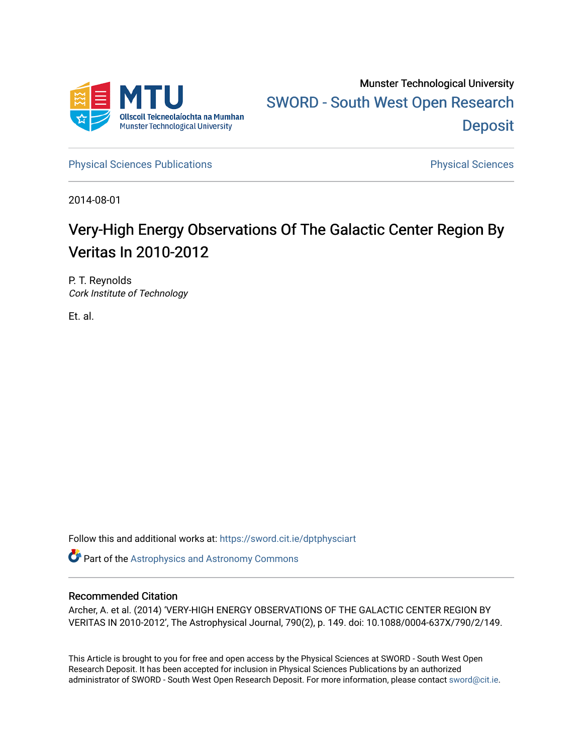Munster Technological University

SWORD - South West Open Research Deposit

Physical Sciences Publications

Physical Sciences

2014-08-01

# Very-High Energy Observations Of The Galactic Center Region By Veritas In 2010-2012

P. T. Reynolds
*Cork Institute of Technology*

Et. al.

Follow this and additional works at: https://sword.cit.ie/dptphysciart

Part of the Astrophysics and Astronomy Commons

## Recommended Citation

Archer, A. et al. (2014) 'VERY-HIGH ENERGY OBSERVATIONS OF THE GALACTIC CENTER REGION BY VERITAS IN 2010-2012', The Astrophysical Journal, 790(2), p. 149. doi: 10.1088/0004-637X/790/2/149.

This Article is brought to you for free and open access by the Physical Sciences at SWORD - South West Open Research Deposit. It has been accepted for inclusion in Physical Sciences Publications by an authorized administrator of SWORD - South West Open Research Deposit. For more information, please contact sword@cit.ie.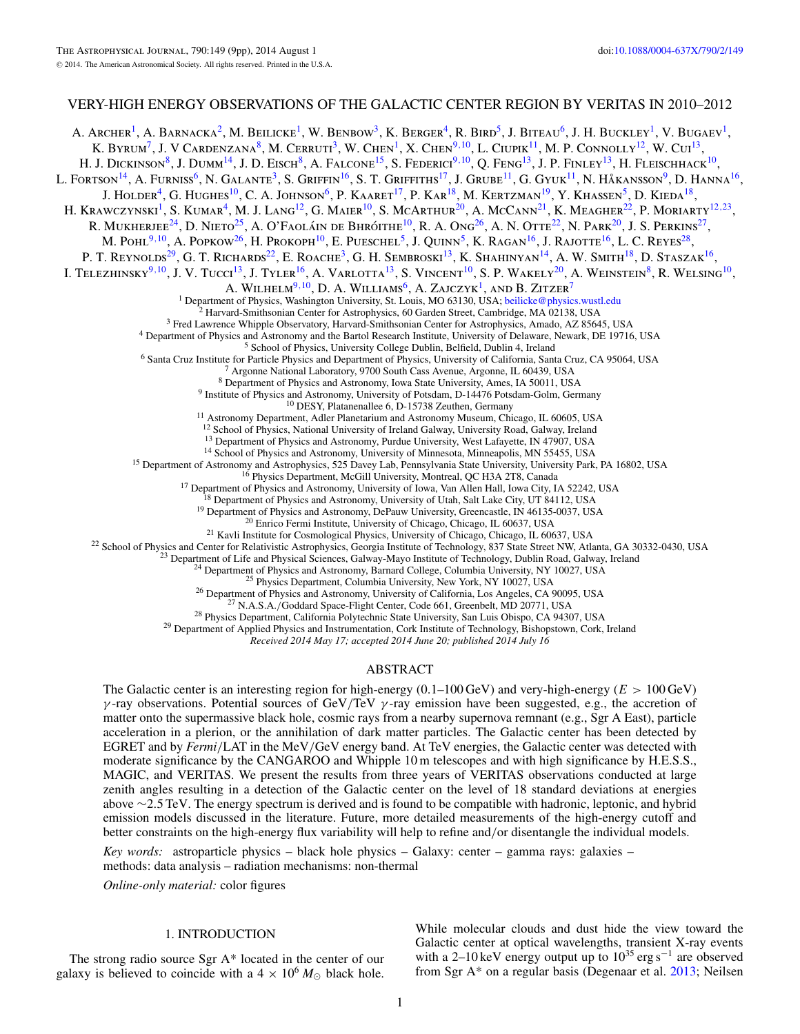# VERY-HIGH ENERGY OBSERVATIONS OF THE GALACTIC CENTER REGION BY VERITAS IN 2010–2012

A. Archer[1], A. Barnacka[2], M. Beilicke[1], W. Benbow[3], K. Berger[4], R. Bird[5], J. Biteau[6], J. H. Buckley[1], V. Bugaev[1], K. Byrum[7], J. V Cardenzana[8], M. Cerruti[3], W. Chen[1], X. Chen[9,10], L. Ciupik[11], M. P. Connolly[12], W. Cui[13], H. J. Dickinson[8], J. Dumm[14], J. D. Eisch[8], A. Falcone[15], S. Federici[9,10], Q. Feng[13], J. P. Finley[13], H. Fleischhack[10], L. Fortson[14], A. Furniss[6], N. Galante[3], S. Griffin[16], S. T. Griffiths[17], J. Grube[11], G. Gyuk[11], N. Håkansson[9], D. Hanna[16], J. Holder[4], G. Hughes[10], C. A. Johnson[6], P. Kaaret[17], P. Kar[18], M. Kertzman[19], Y. Khassen[5], D. Kieda[18], H. Krawczynski[1], S. Kumar[4], M. J. Lang[12], G. Maier[10], S. McArthur[20], A. McCann[21], K. Meagher[22], P. Moriarty[12,23], R. Mukherjee[24], D. Nieto[25], A. O'Faoláin de Bhróithe[10], R. A. Ong[26], A. N. Otte[22], N. Park[20], J. S. Perkins[27], M. Pohl[9,10], A. Popkow[26], H. Prokoph[10], E. Pueschel[5], J. Quinn[5], K. Ragan[16], J. Rajotte[16], L. C. Reyes[28], P. T. Reynolds[29], G. T. Richards[22], E. Roache[3], G. H. Sembroski[13], K. Shahinyan[14], A. W. Smith[18], D. Staszak[16], I. Telezhinsky[9,10], J. V. Tucci[13], J. Tyler[16], A. Varlotta[13], S. Vincent[10], S. P. Wakely[20], A. Weinstein[8], R. Welsing[10], A. Wilhelm[9,10], D. A. Williams[6], A. Zajczyk[1], and B. Zitzer[7]

[1] Department of Physics, Washington University, St. Louis, MO 63130, USA; beilicke@physics.wustl.edu
[2] Harvard-Smithsonian Center for Astrophysics, 60 Garden Street, Cambridge, MA 02138, USA
[3] Fred Lawrence Whipple Observatory, Harvard-Smithsonian Center for Astrophysics, Amado, AZ 85645, USA
[4] Department of Physics and Astronomy and the Bartol Research Institute, University of Delaware, Newark, DE 19716, USA
[5] School of Physics, University College Dublin, Belfield, Dublin 4, Ireland
[6] Santa Cruz Institute for Particle Physics and Department of Physics, University of California, Santa Cruz, CA 95064, USA
[7] Argonne National Laboratory, 9700 South Cass Avenue, Argonne, IL 60439, USA
[8] Department of Physics and Astronomy, Iowa State University, Ames, IA 50011, USA
[9] Institute of Physics and Astronomy, University of Potsdam, D-14476 Potsdam-Golm, Germany
[10] DESY, Platanenallee 6, D-15738 Zeuthen, Germany
[11] Astronomy Department, Adler Planetarium and Astronomy Museum, Chicago, IL 60605, USA
[12] School of Physics, National University of Ireland Galway, University Road, Galway, Ireland
[13] Department of Physics and Astronomy, Purdue University, West Lafayette, IN 47907, USA
[14] School of Physics and Astronomy, University of Minnesota, Minneapolis, MN 55455, USA
[15] Department of Astronomy and Astrophysics, 525 Davey Lab, Pennsylvania State University, University Park, PA 16802, USA
[16] Physics Department, McGill University, Montreal, QC H3A 2T8, Canada
[17] Department of Physics and Astronomy, University of Iowa, Van Allen Hall, Iowa City, IA 52242, USA
[18] Department of Physics and Astronomy, University of Utah, Salt Lake City, UT 84112, USA
[19] Department of Physics and Astronomy, DePauw University, Greencastle, IN 46135-0037, USA
[20] Enrico Fermi Institute, University of Chicago, Chicago, IL 60637, USA
[21] Kavli Institute for Cosmological Physics, University of Chicago, Chicago, IL 60637, USA
[22] School of Physics and Center for Relativistic Astrophysics, Georgia Institute of Technology, 837 State Street NW, Atlanta, GA 30332-0430, USA
[23] Department of Life and Physical Sciences, Galway-Mayo Institute of Technology, Dublin Road, Galway, Ireland
[24] Department of Physics and Astronomy, Barnard College, Columbia University, NY 10027, USA
[25] Physics Department, Columbia University, New York, NY 10027, USA
[26] Department of Physics and Astronomy, University of California, Los Angeles, CA 90095, USA
[27] N.A.S.A./Goddard Space-Flight Center, Code 661, Greenbelt, MD 20771, USA
[28] Physics Department, California Polytechnic State University, San Luis Obispo, CA 94307, USA
[29] Department of Applied Physics and Instrumentation, Cork Institute of Technology, Bishopstown, Cork, Ireland

*Received 2014 May 17; accepted 2014 June 20; published 2014 July 16*

## ABSTRACT

The Galactic center is an interesting region for high-energy (0.1–100 GeV) and very-high-energy ($E > 100$ GeV) $\gamma$-ray observations. Potential sources of GeV/TeV $\gamma$-ray emission have been suggested, e.g., the accretion of matter onto the supermassive black hole, cosmic rays from a nearby supernova remnant (e.g., Sgr A East), particle acceleration in a plerion, or the annihilation of dark matter particles. The Galactic center has been detected by EGRET and by *Fermi*/LAT in the MeV/GeV energy band. At TeV energies, the Galactic center was detected with moderate significance by the CANGAROO and Whipple 10 m telescopes and with high significance by H.E.S.S., MAGIC, and VERITAS. We present the results from three years of VERITAS observations conducted at large zenith angles resulting in a detection of the Galactic center on the level of 18 standard deviations at energies above ~2.5 TeV. The energy spectrum is derived and is found to be compatible with hadronic, leptonic, and hybrid emission models discussed in the literature. Future, more detailed measurements of the high-energy cutoff and better constraints on the high-energy flux variability will help to refine and/or disentangle the individual models.

*Key words:* astroparticle physics – black hole physics – Galaxy: center – gamma rays: galaxies – methods: data analysis – radiation mechanisms: non-thermal

*Online-only material:* color figures

## 1. INTRODUCTION

The strong radio source Sgr A* located in the center of our galaxy is believed to coincide with a $4 \times 10^6\,M_\odot$ black hole. While molecular clouds and dust hide the view toward the Galactic center at optical wavelengths, transient X-ray events with a 2–10 keV energy output up to $10^{35}$ erg s$^{-1}$ are observed from Sgr A* on a regular basis (Degenaar et al. 2013; Neilsen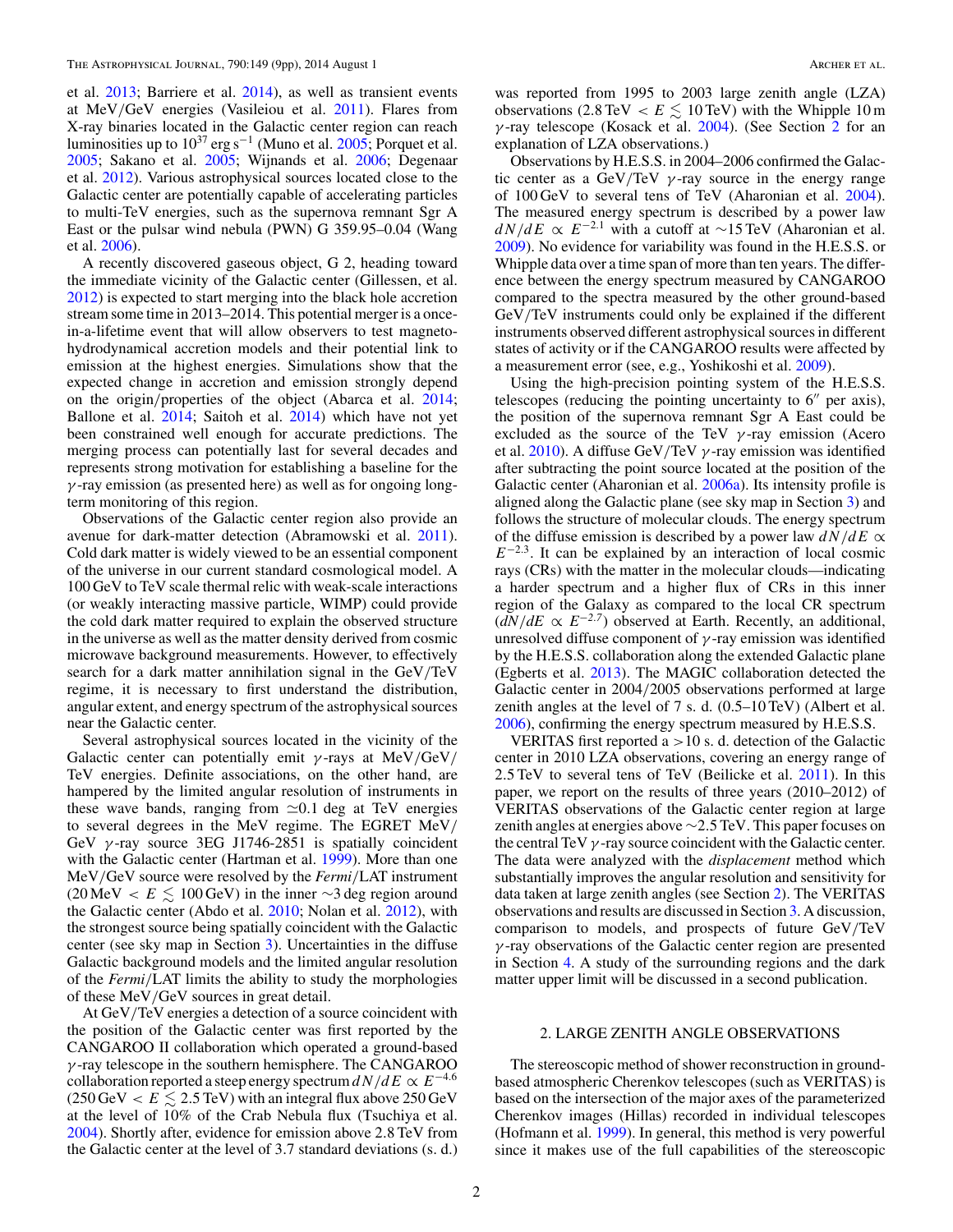et al. 2013; Barriere et al. 2014), as well as transient events at MeV/GeV energies (Vasileiou et al. 2011). Flares from X-ray binaries located in the Galactic center region can reach luminosities up to $10^{37}$ erg s$^{-1}$ (Muno et al. 2005; Porquet et al. 2005; Sakano et al. 2005; Wijnands et al. 2006; Degenaar et al. 2012). Various astrophysical sources located close to the Galactic center are potentially capable of accelerating particles to multi-TeV energies, such as the supernova remnant Sgr A East or the pulsar wind nebula (PWN) G 359.95–0.04 (Wang et al. 2006).

A recently discovered gaseous object, G 2, heading toward the immediate vicinity of the Galactic center (Gillessen, et al. 2012) is expected to start merging into the black hole accretion stream some time in 2013–2014. This potential merger is a once-in-a-lifetime event that will allow observers to test magneto-hydrodynamical accretion models and their potential link to emission at the highest energies. Simulations show that the expected change in accretion and emission strongly depend on the origin/properties of the object (Abarca et al. 2014; Ballone et al. 2014; Saitoh et al. 2014) which have not yet been constrained well enough for accurate predictions. The merging process can potentially last for several decades and represents strong motivation for establishing a baseline for the $\gamma$-ray emission (as presented here) as well as for ongoing long-term monitoring of this region.

Observations of the Galactic center region also provide an avenue for dark-matter detection (Abramowski et al. 2011). Cold dark matter is widely viewed to be an essential component of the universe in our current standard cosmological model. A 100 GeV to TeV scale thermal relic with weak-scale interactions (or weakly interacting massive particle, WIMP) could provide the cold dark matter required to explain the observed structure in the universe as well as the matter density derived from cosmic microwave background measurements. However, to effectively search for a dark matter annihilation signal in the GeV/TeV regime, it is necessary to first understand the distribution, angular extent, and energy spectrum of the astrophysical sources near the Galactic center.

Several astrophysical sources located in the vicinity of the Galactic center can potentially emit $\gamma$-rays at MeV/GeV/TeV energies. Definite associations, on the other hand, are hampered by the limited angular resolution of instruments in these wave bands, ranging from $\simeq 0.1$ deg at TeV energies to several degrees in the MeV regime. The EGRET MeV/GeV $\gamma$-ray source 3EG J1746-2851 is spatially coincident with the Galactic center (Hartman et al. 1999). More than one MeV/GeV source were resolved by the *Fermi*/LAT instrument (20 MeV $< E \lesssim$ 100 GeV) in the inner $\sim$3 deg region around the Galactic center (Abdo et al. 2010; Nolan et al. 2012), with the strongest source being spatially coincident with the Galactic center (see sky map in Section 3). Uncertainties in the diffuse Galactic background models and the limited angular resolution of the *Fermi*/LAT limits the ability to study the morphologies of these MeV/GeV sources in great detail.

At GeV/TeV energies a detection of a source coincident with the position of the Galactic center was first reported by the CANGAROO II collaboration which operated a ground-based $\gamma$-ray telescope in the southern hemisphere. The CANGAROO collaboration reported a steep energy spectrum $dN/dE \propto E^{-4.6}$ (250 GeV $< E \lesssim$ 2.5 TeV) with an integral flux above 250 GeV at the level of 10% of the Crab Nebula flux (Tsuchiya et al. 2004). Shortly after, evidence for emission above 2.8 TeV from the Galactic center at the level of 3.7 standard deviations (s. d.) was reported from 1995 to 2003 large zenith angle (LZA) observations (2.8 TeV $< E \lesssim$ 10 TeV) with the Whipple 10 m $\gamma$-ray telescope (Kosack et al. 2004). (See Section 2 for an explanation of LZA observations.)

Observations by H.E.S.S. in 2004–2006 confirmed the Galactic center as a GeV/TeV $\gamma$-ray source in the energy range of 100 GeV to several tens of TeV (Aharonian et al. 2004). The measured energy spectrum is described by a power law $dN/dE \propto E^{-2.1}$ with a cutoff at $\sim$15 TeV (Aharonian et al. 2009). No evidence for variability was found in the H.E.S.S. or Whipple data over a time span of more than ten years. The difference between the energy spectrum measured by CANGAROO compared to the spectra measured by the other ground-based GeV/TeV instruments could only be explained if the different instruments observed different astrophysical sources in different states of activity or if the CANGAROO results were affected by a measurement error (see, e.g., Yoshikoshi et al. 2009).

Using the high-precision pointing system of the H.E.S.S. telescopes (reducing the pointing uncertainty to 6″ per axis), the position of the supernova remnant Sgr A East could be excluded as the source of the TeV $\gamma$-ray emission (Acero et al. 2010). A diffuse GeV/TeV $\gamma$-ray emission was identified after subtracting the point source located at the position of the Galactic center (Aharonian et al. 2006a). Its intensity profile is aligned along the Galactic plane (see sky map in Section 3) and follows the structure of molecular clouds. The energy spectrum of the diffuse emission is described by a power law $dN/dE \propto E^{-2.3}$. It can be explained by an interaction of local cosmic rays (CRs) with the matter in the molecular clouds—indicating a harder spectrum and a higher flux of CRs in this inner region of the Galaxy as compared to the local CR spectrum ($dN/dE \propto E^{-2.7}$) observed at Earth. Recently, an additional, unresolved diffuse component of $\gamma$-ray emission was identified by the H.E.S.S. collaboration along the extended Galactic plane (Egberts et al. 2013). The MAGIC collaboration detected the Galactic center in 2004/2005 observations performed at large zenith angles at the level of 7 s. d. (0.5–10 TeV) (Albert et al. 2006), confirming the energy spectrum measured by H.E.S.S.

VERITAS first reported a $>$10 s. d. detection of the Galactic center in 2010 LZA observations, covering an energy range of 2.5 TeV to several tens of TeV (Beilicke et al. 2011). In this paper, we report on the results of three years (2010–2012) of VERITAS observations of the Galactic center region at large zenith angles at energies above $\sim$2.5 TeV. This paper focuses on the central TeV $\gamma$-ray source coincident with the Galactic center. The data were analyzed with the *displacement* method which substantially improves the angular resolution and sensitivity for data taken at large zenith angles (see Section 2). The VERITAS observations and results are discussed in Section 3. A discussion, comparison to models, and prospects of future GeV/TeV $\gamma$-ray observations of the Galactic center region are presented in Section 4. A study of the surrounding regions and the dark matter upper limit will be discussed in a second publication.

## 2. LARGE ZENITH ANGLE OBSERVATIONS

The stereoscopic method of shower reconstruction in ground-based atmospheric Cherenkov telescopes (such as VERITAS) is based on the intersection of the major axes of the parameterized Cherenkov images (Hillas) recorded in individual telescopes (Hofmann et al. 1999). In general, this method is very powerful since it makes use of the full capabilities of the stereoscopic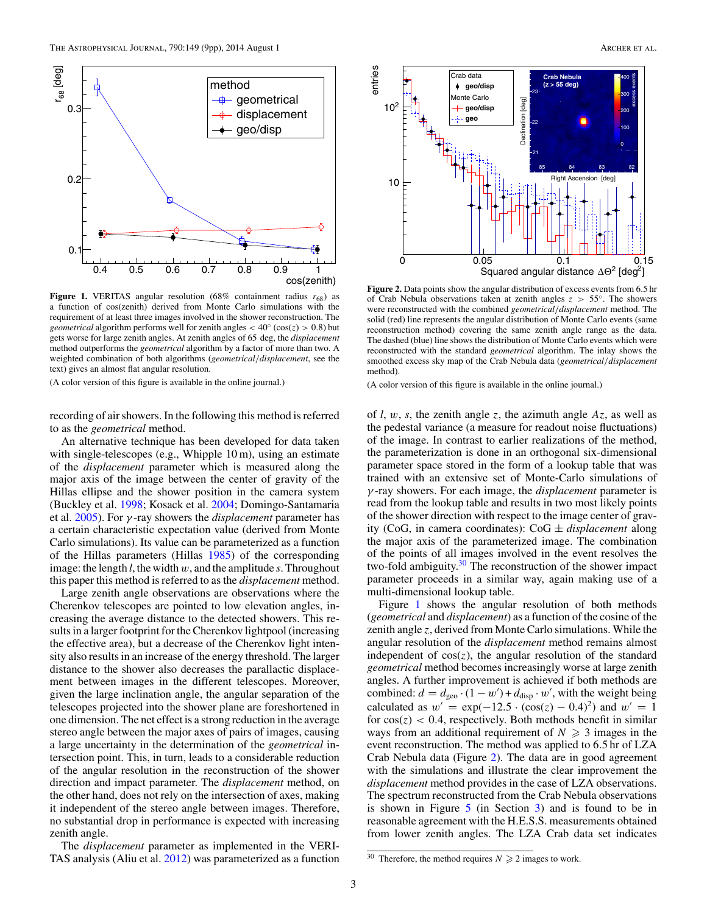**Figure 1.** VERITAS angular resolution (68% containment radius $r_{68}$) as a function of cos(zenith) derived from Monte Carlo simulations with the requirement of at least three images involved in the shower reconstruction. The *geometrical* algorithm performs well for zenith angles $< 40°$ ($\cos(z) > 0.8$) but gets worse for large zenith angles. At zenith angles of 65 deg, the *displacement* method outperforms the *geometrical* algorithm by a factor of more than two. A weighted combination of both algorithms (*geometrical*/*displacement*, see the text) gives an almost flat angular resolution.

(A color version of this figure is available in the online journal.)

**Figure 2.** Data points show the angular distribution of excess events from 6.5 hr of Crab Nebula observations taken at zenith angles $z > 55°$. The showers were reconstructed with the combined *geometrical*/*displacement* method. The solid (red) line represents the angular distribution of Monte Carlo events (same reconstruction method) covering the same zenith angle range as the data. The dashed (blue) line shows the distribution of Monte Carlo events which were reconstructed with the standard *geometrical* algorithm. The inlay shows the smoothed excess sky map of the Crab Nebula data (*geometrical*/*displacement* method).

(A color version of this figure is available in the online journal.)

recording of air showers. In the following this method is referred to as the *geometrical* method.

An alternative technique has been developed for data taken with single-telescopes (e.g., Whipple 10 m), using an estimate of the *displacement* parameter which is measured along the major axis of the image between the center of gravity of the Hillas ellipse and the shower position in the camera system (Buckley et al. 1998; Kosack et al. 2004; Domingo-Santamaria et al. 2005). For $\gamma$-ray showers the *displacement* parameter has a certain characteristic expectation value (derived from Monte Carlo simulations). Its value can be parameterized as a function of the Hillas parameters (Hillas 1985) of the corresponding image: the length $l$, the width $w$, and the shape $s$. Throughout this paper this method is referred to as the *displacement* method.

Large zenith angle observations are observations where the Cherenkov telescopes are pointed to low elevation angles, increasing the average distance to the detected showers. This results in a larger footprint for the Cherenkov lightpool (increasing the effective area), but a decrease of the Cherenkov light intensity also results in an increase of the energy threshold. The larger distance to the shower also decreases the parallactic displacement between images in the different telescopes. Moreover, given the large inclination angle, the angular separation of the telescopes projected into the shower plane are foreshortened in one dimension. The net effect is a strong reduction in the average stereo angle between the major axes of pairs of images, causing a large uncertainty in the determination of the *geometrical* intersection point. This, in turn, leads to a considerable reduction of the angular resolution in the reconstruction of the shower direction and impact parameter. The *displacement* method, on the other hand, does not rely on the intersection of axes, making it independent of the stereo angle between images. Therefore, no substantial drop in performance is expected with increasing zenith angle.

The *displacement* parameter as implemented in the VERITAS analysis (Aliu et al. 2012) was parameterized as a function of $l$, $w$, $s$, the zenith angle $z$, the azimuth angle $Az$, as well as the pedestal variance (a measure for readout noise fluctuations) of the image. In contrast to earlier realizations of the method, the parameterization is done in an orthogonal six-dimensional parameter space stored in the form of a lookup table that was trained with an extensive set of Monte-Carlo simulations of $\gamma$-ray showers. For each image, the *displacement* parameter is read from the lookup table and results in two most likely points of the shower direction with respect to the image center of gravity (CoG, in camera coordinates): CoG $\pm$ *displacement* along the major axis of the parameterized image. The combination of the points of all images involved in the event resolves the two-fold ambiguity.[30] The reconstruction of the shower impact parameter proceeds in a similar way, again making use of a multi-dimensional lookup table.

Figure 1 shows the angular resolution of both methods (*geometrical* and *displacement*) as a function of the cosine of the zenith angle $z$, derived from Monte Carlo simulations. While the angular resolution of the *displacement* method remains almost independent of $\cos(z)$, the angular resolution of the standard *geometrical* method becomes increasingly worse at large zenith angles. A further improvement is achieved if both methods are combined: $d = d_{\mathrm{geo}} \cdot (1 - w') + d_{\mathrm{disp}} \cdot w'$, with the weight being calculated as $w' = \exp(-12.5 \cdot (\cos(z) - 0.4)^2)$ and $w' = 1$ for $\cos(z) < 0.4$, respectively. Both methods benefit in similar ways from an additional requirement of $N \geqslant 3$ images in the event reconstruction. The method was applied to 6.5 hr of LZA Crab Nebula data (Figure 2). The data are in good agreement with the simulations and illustrate the clear improvement the *displacement* method provides in the case of LZA observations. The spectrum reconstructed from the Crab Nebula observations is shown in Figure 5 (in Section 3) and is found to be in reasonable agreement with the H.E.S.S. measurements obtained from lower zenith angles. The LZA Crab data set indicates

[30] Therefore, the method requires $N \geqslant 2$ images to work.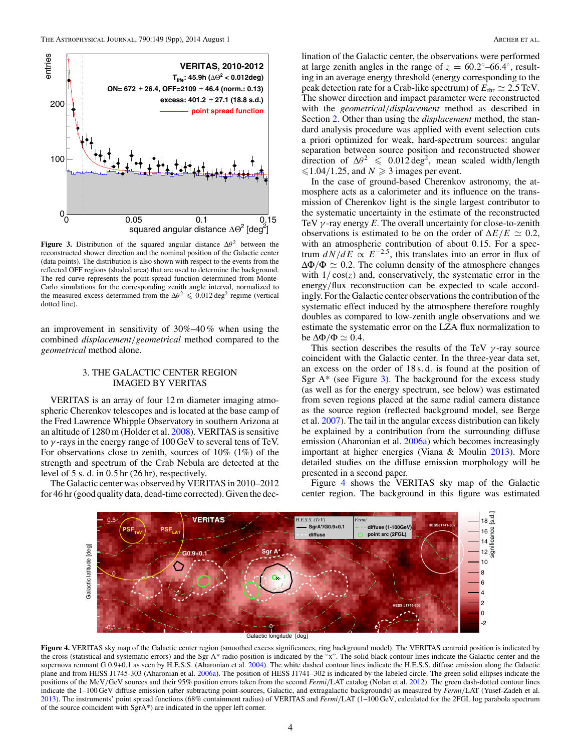**Figure 3.** Distribution of the squared angular distance $\Delta\theta^2$ between the reconstructed shower direction and the nominal position of the Galactic center (data points). The distribution is also shown with respect to the events from the reflected OFF regions (shaded area) that are used to determine the background. The red curve represents the point-spread function determined from Monte-Carlo simulations for the corresponding zenith angle interval, normalized to the measured excess determined from the $\Delta\theta^2 \leqslant 0.012\,\mathrm{deg}^2$ regime (vertical dotted line).

an improvement in sensitivity of 30%–40 % when using the combined *displacement*/*geometrical* method compared to the *geometrical* method alone.

## 3. THE GALACTIC CENTER REGION IMAGED BY VERITAS

VERITAS is an array of four 12 m diameter imaging atmospheric Cherenkov telescopes and is located at the base camp of the Fred Lawrence Whipple Observatory in southern Arizona at an altitude of 1280 m (Holder et al. 2008). VERITAS is sensitive to $\gamma$-rays in the energy range of 100 GeV to several tens of TeV. For observations close to zenith, sources of 10% (1%) of the strength and spectrum of the Crab Nebula are detected at the level of 5 s. d. in 0.5 hr (26 hr), respectively.

The Galactic center was observed by VERITAS in 2010–2012 for 46 hr (good quality data, dead-time corrected). Given the declination of the Galactic center, the observations were performed at large zenith angles in the range of $z = 60.2^\circ$–$66.4^\circ$, resulting in an average energy threshold (energy corresponding to the peak detection rate for a Crab-like spectrum) of $E_{\mathrm{thr}} \simeq 2.5\,\mathrm{TeV}$. The shower direction and impact parameter were reconstructed with the *geometrical*/*displacement* method as described in Section 2. Other than using the *displacement* method, the standard analysis procedure was applied with event selection cuts a priori optimized for weak, hard-spectrum sources: angular separation between source position and reconstructed shower direction of $\Delta\theta^2 \leqslant 0.012\,\mathrm{deg}^2$, mean scaled width/length $\leqslant 1.04/1.25$, and $N \geqslant 3$ images per event.

In the case of ground-based Cherenkov astronomy, the atmosphere acts as a calorimeter and its influence on the transmission of Cherenkov light is the single largest contributor to the systematic uncertainty in the estimate of the reconstructed TeV $\gamma$-ray energy $E$. The overall uncertainty for close-to-zenith observations is estimated to be on the order of $\Delta E/E \simeq 0.2$, with an atmospheric contribution of about 0.15. For a spectrum $dN/dE \propto E^{-2.5}$, this translates into an error in flux of $\Delta\Phi/\Phi \simeq 0.2$. The column density of the atmosphere changes with $1/\cos(z)$ and, conservatively, the systematic error in the energy/flux reconstruction can be expected to scale accordingly. For the Galactic center observations the contribution of the systematic effect induced by the atmosphere therefore roughly doubles as compared to low-zenith angle observations and we estimate the systematic error on the LZA flux normalization to be $\Delta\Phi/\Phi \simeq 0.4$.

This section describes the results of the TeV $\gamma$-ray source coincident with the Galactic center. In the three-year data set, an excess on the order of 18 s. d. is found at the position of Sgr A* (see Figure 3). The background for the excess study (as well as for the energy spectrum, see below) was estimated from seven regions placed at the same radial camera distance as the source region (reflected background model, see Berge et al. 2007). The tail in the angular excess distribution can likely be explained by a contribution from the surrounding diffuse emission (Aharonian et al. 2006a) which becomes increasingly important at higher energies (Viana & Moulin 2013). More detailed studies on the diffuse emission morphology will be presented in a second paper.

Figure 4 shows the VERITAS sky map of the Galactic center region. The background in this figure was estimated

**Figure 4.** VERITAS sky map of the Galactic center region (smoothed excess significances, ring background model). The VERITAS centroid position is indicated by the cross (statistical and systematic errors) and the Sgr A* radio position is indicated by the "x". The solid black contour lines indicate the Galactic center and the supernova remnant G 0.9+0.1 as seen by H.E.S.S. (Aharonian et al. 2004). The white dashed contour lines indicate the H.E.S.S. diffuse emission along the Galactic plane and from HESS J1745-303 (Aharonian et al. 2006a). The position of HESS J1741–302 is indicated by the labeled circle. The green solid ellipses indicate the positions of the MeV/GeV sources and their 95% position errors taken from the second *Fermi*/LAT catalog (Nolan et al. 2012). The green dash-dotted contour lines indicate the 1–100 GeV diffuse emission (after subtracting point-sources, Galactic, and extragalactic backgrounds) as measured by *Fermi*/LAT (Yusef-Zadeh et al. 2013). The instruments' point spread functions (68% containment radius) of VERITAS and *Fermi*/LAT (1–100 GeV, calculated for the 2FGL log parabola spectrum of the source coincident with SgrA*) are indicated in the upper left corner.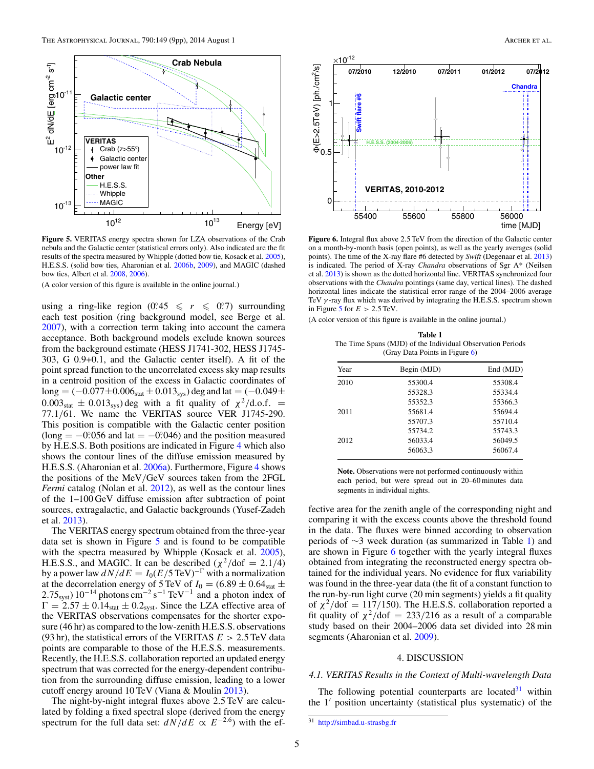**Figure 5.** VERITAS energy spectra shown for LZA observations of the Crab nebula and the Galactic center (statistical errors only). Also indicated are the fit results of the spectra measured by Whipple (dotted bow tie, Kosack et al. 2005), H.E.S.S. (solid bow ties, Aharonian et al. 2006b, 2009), and MAGIC (dashed bow ties, Albert et al. 2008, 2006).

(A color version of this figure is available in the online journal.)

**Figure 6.** Integral flux above 2.5 TeV from the direction of the Galactic center on a month-by-month basis (open points), as well as the yearly averages (solid points). The time of the X-ray flare #6 detected by *Swift* (Degenaar et al. 2013) is indicated. The period of X-ray *Chandra* observations of Sgr A* (Neilsen et al. 2013) is shown as the dotted horizontal line. VERITAS synchronized four observations with the *Chandra* pointings (same day, vertical lines). The dashed horizontal lines indicate the statistical error range of the 2004–2006 average TeV $\gamma$-ray flux which was derived by integrating the H.E.S.S. spectrum shown in Figure 5 for $E > 2.5$ TeV.

(A color version of this figure is available in the online journal.)

using a ring-like region ($0.^{\circ}45 \leqslant r \leqslant 0.^{\circ}7$) surrounding each test position (ring background model, see Berge et al. 2007), with a correction term taking into account the camera acceptance. Both background models exclude known sources from the background estimate (HESS J1741-302, HESS J1745-303, G 0.9+0.1, and the Galactic center itself). A fit of the point spread function to the uncorrelated excess sky map results in a centroid position of the excess in Galactic coordinates of long $= (-0.077 \pm 0.006_{\mathrm{stat}} \pm 0.013_{\mathrm{sys}})$ deg and lat $= (-0.049 \pm 0.003_{\mathrm{stat}} \pm 0.013_{\mathrm{sys}})$ deg with a fit quality of $\chi^2/\mathrm{d.o.f.} = 77.1/61$. We name the VERITAS source VER J1745-290. This position is compatible with the Galactic center position (long $= -0.^{\circ}056$ and lat $= -0.^{\circ}046$) and the position measured by H.E.S.S. Both positions are indicated in Figure 4 which also shows the contour lines of the diffuse emission measured by H.E.S.S. (Aharonian et al. 2006a). Furthermore, Figure 4 shows the positions of the MeV/GeV sources taken from the 2FGL *Fermi* catalog (Nolan et al. 2012), as well as the contour lines of the 1–100 GeV diffuse emission after subtraction of point sources, extragalactic, and Galactic backgrounds (Yusef-Zadeh et al. 2013).

The VERITAS energy spectrum obtained from the three-year data set is shown in Figure 5 and is found to be compatible with the spectra measured by Whipple (Kosack et al. 2005), H.E.S.S., and MAGIC. It can be described ($\chi^2/\mathrm{dof} = 2.1/4$) by a power law $dN/dE = I_0(E/5\,\mathrm{TeV})^{-\Gamma}$ with a normalization at the decorrelation energy of 5 TeV of $I_0 = (6.89 \pm 0.64_{\mathrm{stat}} \pm 2.75_{\mathrm{syst}})\,10^{-14}$ photons $\mathrm{cm}^{-2}\,\mathrm{s}^{-1}\,\mathrm{TeV}^{-1}$ and a photon index of $\Gamma = 2.57 \pm 0.14_{\mathrm{stat}} \pm 0.2_{\mathrm{syst}}$. Since the LZA effective area of the VERITAS observations compensates for the shorter exposure (46 hr) as compared to the low-zenith H.E.S.S. observations (93 hr), the statistical errors of the VERITAS $E > 2.5$ TeV data points are comparable to those of the H.E.S.S. measurements. Recently, the H.E.S.S. collaboration reported an updated energy spectrum that was corrected for the energy-dependent contribution from the surrounding diffuse emission, leading to a lower cutoff energy around 10 TeV (Viana & Moulin 2013).

The night-by-night integral fluxes above 2.5 TeV are calculated by folding a fixed spectral slope (derived from the energy spectrum for the full data set: $dN/dE \propto E^{-2.6}$) with the effective area for the zenith angle of the corresponding night and comparing it with the excess counts above the threshold found in the data. The fluxes were binned according to observation periods of $\sim$3 week duration (as summarized in Table 1) and are shown in Figure 6 together with the yearly integral fluxes obtained from integrating the reconstructed energy spectra obtained for the individual years. No evidence for flux variability was found in the three-year data (the fit of a constant function to the run-by-run light curve (20 min segments) yields a fit quality of $\chi^2/\mathrm{dof} = 117/150$). The H.E.S.S. collaboration reported a fit quality of $\chi^2/\mathrm{dof} = 233/216$ as a result of a comparable study based on their 2004–2006 data set divided into 28 min segments (Aharonian et al. 2009).

**Table 1**
The Time Spans (MJD) of the Individual Observation Periods (Gray Data Points in Figure 6)

| Year | Begin (MJD) | End (MJD) |
|---|---|---|
| 2010 | 55300.4 | 55308.4 |
| | 55328.3 | 55334.4 |
| | 55352.3 | 55366.3 |
| 2011 | 55681.4 | 55694.4 |
| | 55707.3 | 55710.4 |
| | 55734.2 | 55743.3 |
| 2012 | 56033.4 | 56049.5 |
| | 56063.3 | 56067.4 |

**Note.** Observations were not performed continuously within each period, but were spread out in 20–60 minutes data segments in individual nights.

## 4. DISCUSSION

### 4.1. VERITAS Results in the Context of Multi-wavelength Data

The following potential counterparts are located[31] within the 1′ position uncertainty (statistical plus systematic) of the

[31] http://simbad.u-strasbg.fr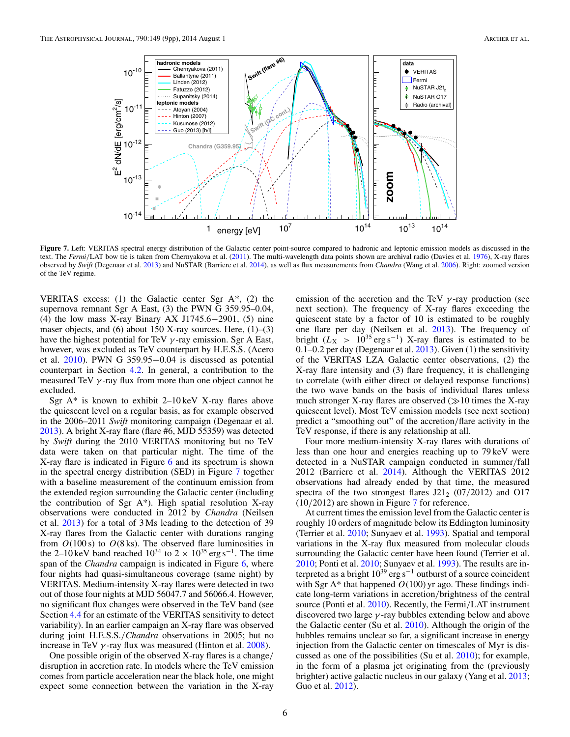**Figure 7.** Left: VERITAS spectral energy distribution of the Galactic center point-source compared to hadronic and leptonic emission models as discussed in the text. The *Fermi*/LAT bow tie is taken from Chernyakova et al. (2011). The multi-wavelength data points shown are archival radio (Davies et al. 1976), X-ray flares observed by *Swift* (Degenaar et al. 2013) and NuSTAR (Barriere et al. 2014), as well as flux measurements from *Chandra* (Wang et al. 2006). Right: zoomed version of the TeV regime.

VERITAS excess: (1) the Galactic center Sgr A*, (2) the supernova remnant Sgr A East, (3) the PWN G 359.95–0.04, (4) the low mass X-ray Binary AX J1745.6−2901, (5) nine maser objects, and (6) about 150 X-ray sources. Here, (1)–(3) have the highest potential for TeV $\gamma$-ray emission. Sgr A East, however, was excluded as TeV counterpart by H.E.S.S. (Acero et al. 2010). PWN G 359.95−0.04 is discussed as potential counterpart in Section 4.2. In general, a contribution to the measured TeV $\gamma$-ray flux from more than one object cannot be excluded.

Sgr A* is known to exhibit 2–10 keV X-ray flares above the quiescent level on a regular basis, as for example observed in the 2006–2011 *Swift* monitoring campaign (Degenaar et al. 2013). A bright X-ray flare (flare #6, MJD 55359) was detected by *Swift* during the 2010 VERITAS monitoring but no TeV data were taken on that particular night. The time of the X-ray flare is indicated in Figure 6 and its spectrum is shown in the spectral energy distribution (SED) in Figure 7 together with a baseline measurement of the continuum emission from the extended region surrounding the Galactic center (including the contribution of Sgr A*). High spatial resolution X-ray observations were conducted in 2012 by *Chandra* (Neilsen et al. 2013) for a total of 3 Ms leading to the detection of 39 X-ray flares from the Galactic center with durations ranging from $O(100\,\text{s})$ to $O(8\,\text{ks})$. The observed flare luminosities in the 2–10 keV band reached $10^{34}$ to $2 \times 10^{35}$ erg s$^{-1}$. The time span of the *Chandra* campaign is indicated in Figure 6, where four nights had quasi-simultaneous coverage (same night) by VERITAS. Medium-intensity X-ray flares were detected in two out of those four nights at MJD 56047.7 and 56066.4. However, no significant flux changes were observed in the TeV band (see Section 4.4 for an estimate of the VERITAS sensitivity to detect variability). In an earlier campaign an X-ray flare was observed during joint H.E.S.S./*Chandra* observations in 2005; but no increase in TeV $\gamma$-ray flux was measured (Hinton et al. 2008).

One possible origin of the observed X-ray flares is a change/disruption in accretion rate. In models where the TeV emission comes from particle acceleration near the black hole, one might expect some connection between the variation in the X-ray emission of the accretion and the TeV $\gamma$-ray production (see next section). The frequency of X-ray flares exceeding the quiescent state by a factor of 10 is estimated to be roughly one flare per day (Neilsen et al. 2013). The frequency of bright ($L_X > 10^{35}$ erg s$^{-1}$) X-ray flares is estimated to be 0.1–0.2 per day (Degenaar et al. 2013). Given (1) the sensitivity of the VERITAS LZA Galactic center observations, (2) the X-ray flare intensity and (3) flare frequency, it is challenging to correlate (with either direct or delayed response functions) the two wave bands on the basis of individual flares unless much stronger X-ray flares are observed ($\gg$10 times the X-ray quiescent level). Most TeV emission models (see next section) predict a "smoothing out" of the accretion/flare activity in the TeV response, if there is any relationship at all.

Four more medium-intensity X-ray flares with durations of less than one hour and energies reaching up to 79 keV were detected in a NuSTAR campaign conducted in summer/fall 2012 (Barriere et al. 2014). Although the VERITAS 2012 observations had already ended by that time, the measured spectra of the two strongest flares $J21_2$ (07/2012) and O17 (10/2012) are shown in Figure 7 for reference.

At current times the emission level from the Galactic center is roughly 10 orders of magnitude below its Eddington luminosity (Terrier et al. 2010; Sunyaev et al. 1993). Spatial and temporal variations in the X-ray flux measured from molecular clouds surrounding the Galactic center have been found (Terrier et al. 2010; Ponti et al. 2010; Sunyaev et al. 1993). The results are interpreted as a bright $10^{39}$ erg s$^{-1}$ outburst of a source coincident with Sgr A* that happened $O(100)$ yr ago. These findings indicate long-term variations in accretion/brightness of the central source (Ponti et al. 2010). Recently, the Fermi/LAT instrument discovered two large $\gamma$-ray bubbles extending below and above the Galactic center (Su et al. 2010). Although the origin of the bubbles remains unclear so far, a significant increase in energy injection from the Galactic center on timescales of Myr is discussed as one of the possibilities (Su et al. 2010); for example, in the form of a plasma jet originating from the (previously brighter) active galactic nucleus in our galaxy (Yang et al. 2013; Guo et al. 2012).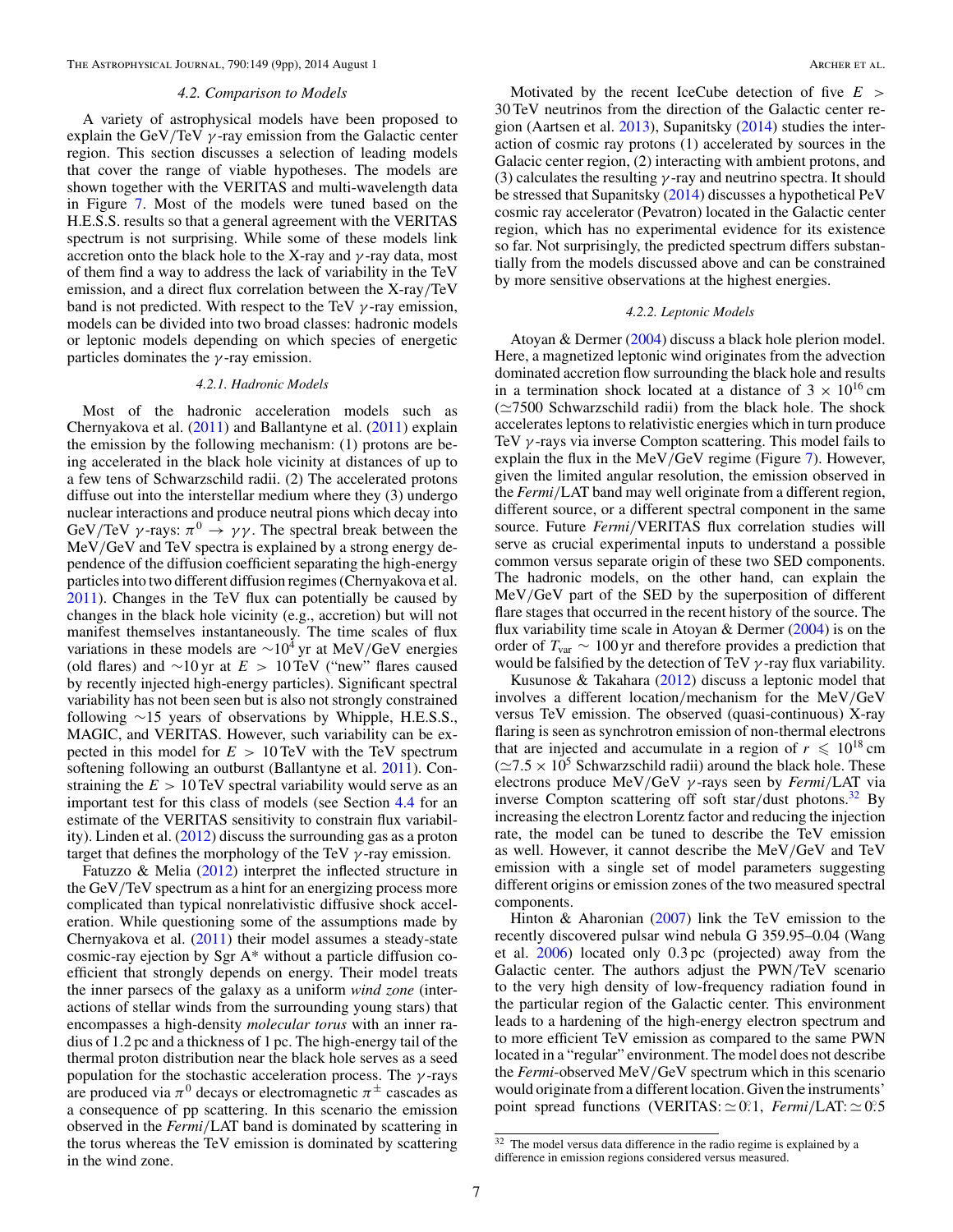### 4.2. Comparison to Models

A variety of astrophysical models have been proposed to explain the GeV/TeV $\gamma$-ray emission from the Galactic center region. This section discusses a selection of leading models that cover the range of viable hypotheses. The models are shown together with the VERITAS and multi-wavelength data in Figure 7. Most of the models were tuned based on the H.E.S.S. results so that a general agreement with the VERITAS spectrum is not surprising. While some of these models link accretion onto the black hole to the X-ray and $\gamma$-ray data, most of them find a way to address the lack of variability in the TeV emission, and a direct flux correlation between the X-ray/TeV band is not predicted. With respect to the TeV $\gamma$-ray emission, models can be divided into two broad classes: hadronic models or leptonic models depending on which species of energetic particles dominates the $\gamma$-ray emission.

#### 4.2.1. Hadronic Models

Most of the hadronic acceleration models such as Chernyakova et al. (2011) and Ballantyne et al. (2011) explain the emission by the following mechanism: (1) protons are being accelerated in the black hole vicinity at distances of up to a few tens of Schwarzschild radii. (2) The accelerated protons diffuse out into the interstellar medium where they (3) undergo nuclear interactions and produce neutral pions which decay into GeV/TeV $\gamma$-rays: $\pi^0 \rightarrow \gamma\gamma$. The spectral break between the MeV/GeV and TeV spectra is explained by a strong energy dependence of the diffusion coefficient separating the high-energy particles into two different diffusion regimes (Chernyakova et al. 2011). Changes in the TeV flux can potentially be caused by changes in the black hole vicinity (e.g., accretion) but will not manifest themselves instantaneously. The time scales of flux variations in these models are $\sim 10^4$ yr at MeV/GeV energies (old flares) and $\sim 10$ yr at $E > 10$ TeV ("new" flares caused by recently injected high-energy particles). Significant spectral variability has not been seen but is also not strongly constrained following $\sim 15$ years of observations by Whipple, H.E.S.S., MAGIC, and VERITAS. However, such variability can be expected in this model for $E > 10$ TeV with the TeV spectrum softening following an outburst (Ballantyne et al. 2011). Constraining the $E > 10$ TeV spectral variability would serve as an important test for this class of models (see Section 4.4 for an estimate of the VERITAS sensitivity to constrain flux variability). Linden et al. (2012) discuss the surrounding gas as a proton target that defines the morphology of the TeV $\gamma$-ray emission.

Fatuzzo & Melia (2012) interpret the inflected structure in the GeV/TeV spectrum as a hint for an energizing process more complicated than typical nonrelativistic diffusive shock acceleration. While questioning some of the assumptions made by Chernyakova et al. (2011) their model assumes a steady-state cosmic-ray ejection by Sgr A* without a particle diffusion coefficient that strongly depends on energy. Their model treats the inner parsecs of the galaxy as a uniform *wind zone* (interactions of stellar winds from the surrounding young stars) that encompasses a high-density *molecular torus* with an inner radius of 1.2 pc and a thickness of 1 pc. The high-energy tail of the thermal proton distribution near the black hole serves as a seed population for the stochastic acceleration process. The $\gamma$-rays are produced via $\pi^0$ decays or electromagnetic $\pi^\pm$ cascades as a consequence of pp scattering. In this scenario the emission observed in the *Fermi*/LAT band is dominated by scattering in the torus whereas the TeV emission is dominated by scattering in the wind zone.

Motivated by the recent IceCube detection of five $E > 30$ TeV neutrinos from the direction of the Galactic center region (Aartsen et al. 2013), Supanitsky (2014) studies the interaction of cosmic ray protons (1) accelerated by sources in the Galacic center region, (2) interacting with ambient protons, and (3) calculates the resulting $\gamma$-ray and neutrino spectra. It should be stressed that Supanitsky (2014) discusses a hypothetical PeV cosmic ray accelerator (Pevatron) located in the Galactic center region, which has no experimental evidence for its existence so far. Not surprisingly, the predicted spectrum differs substantially from the models discussed above and can be constrained by more sensitive observations at the highest energies.

#### 4.2.2. Leptonic Models

Atoyan & Dermer (2004) discuss a black hole plerion model. Here, a magnetized leptonic wind originates from the advection dominated accretion flow surrounding the black hole and results in a termination shock located at a distance of $3 \times 10^{16}$ cm ($\simeq 7500$ Schwarzschild radii) from the black hole. The shock accelerates leptons to relativistic energies which in turn produce TeV $\gamma$-rays via inverse Compton scattering. This model fails to explain the flux in the MeV/GeV regime (Figure 7). However, given the limited angular resolution, the emission observed in the *Fermi*/LAT band may well originate from a different region, different source, or a different spectral component in the same source. Future *Fermi*/VERITAS flux correlation studies will serve as crucial experimental inputs to understand a possible common versus separate origin of these two SED components. The hadronic models, on the other hand, can explain the MeV/GeV part of the SED by the superposition of different flare stages that occurred in the recent history of the source. The flux variability time scale in Atoyan & Dermer (2004) is on the order of $T_{\rm var} \sim 100$ yr and therefore provides a prediction that would be falsified by the detection of TeV $\gamma$-ray flux variability.

Kusunose & Takahara (2012) discuss a leptonic model that involves a different location/mechanism for the MeV/GeV versus TeV emission. The observed (quasi-continuous) X-ray flaring is seen as synchrotron emission of non-thermal electrons that are injected and accumulate in a region of $r \leqslant 10^{18}$ cm ($\simeq 7.5 \times 10^5$ Schwarzschild radii) around the black hole. These electrons produce MeV/GeV $\gamma$-rays seen by *Fermi*/LAT via inverse Compton scattering off soft star/dust photons.[32] By increasing the electron Lorentz factor and reducing the injection rate, the model can be tuned to describe the TeV emission as well. However, it cannot describe the MeV/GeV and TeV emission with a single set of model parameters suggesting different origins or emission zones of the two measured spectral components.

Hinton & Aharonian (2007) link the TeV emission to the recently discovered pulsar wind nebula G 359.95–0.04 (Wang et al. 2006) located only 0.3 pc (projected) away from the Galactic center. The authors adjust the PWN/TeV scenario to the very high density of low-frequency radiation found in the particular region of the Galactic center. This environment leads to a hardening of the high-energy electron spectrum and to more efficient TeV emission as compared to the same PWN located in a "regular" environment. The model does not describe the *Fermi*-observed MeV/GeV spectrum which in this scenario would originate from a different location. Given the instruments' point spread functions (VERITAS: $\simeq 0.^\circ1$, *Fermi*/LAT: $\simeq 0.^\circ5$

[32] The model versus data difference in the radio regime is explained by a difference in emission regions considered versus measured.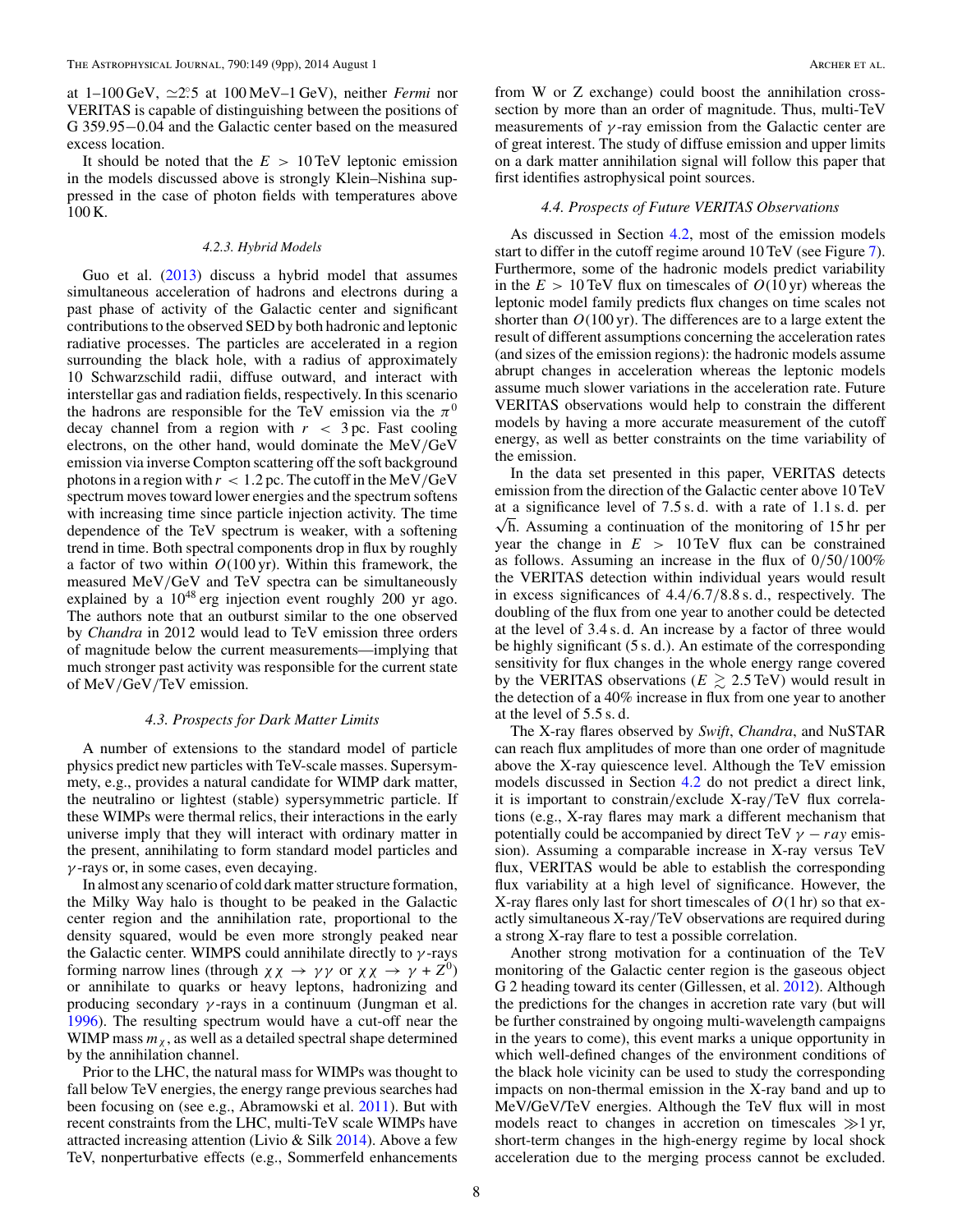at 1–100 GeV, $\simeq 2.^{\circ}5$ at 100 MeV–1 GeV), neither *Fermi* nor VERITAS is capable of distinguishing between the positions of G 359.95−0.04 and the Galactic center based on the measured excess location.

It should be noted that the $E > 10$ TeV leptonic emission in the models discussed above is strongly Klein–Nishina suppressed in the case of photon fields with temperatures above 100 K.

#### 4.2.3. Hybrid Models

Guo et al. (2013) discuss a hybrid model that assumes simultaneous acceleration of hadrons and electrons during a past phase of activity of the Galactic center and significant contributions to the observed SED by both hadronic and leptonic radiative processes. The particles are accelerated in a region surrounding the black hole, with a radius of approximately 10 Schwarzschild radii, diffuse outward, and interact with interstellar gas and radiation fields, respectively. In this scenario the hadrons are responsible for the TeV emission via the $\pi^0$ decay channel from a region with $r < 3$ pc. Fast cooling electrons, on the other hand, would dominate the MeV/GeV emission via inverse Compton scattering off the soft background photons in a region with $r < 1.2$ pc. The cutoff in the MeV/GeV spectrum moves toward lower energies and the spectrum softens with increasing time since particle injection activity. The time dependence of the TeV spectrum is weaker, with a softening trend in time. Both spectral components drop in flux by roughly a factor of two within $O(100\,\mathrm{yr})$. Within this framework, the measured MeV/GeV and TeV spectra can be simultaneously explained by a $10^{48}$ erg injection event roughly 200 yr ago. The authors note that an outburst similar to the one observed by *Chandra* in 2012 would lead to TeV emission three orders of magnitude below the current measurements—implying that much stronger past activity was responsible for the current state of MeV/GeV/TeV emission.

### 4.3. Prospects for Dark Matter Limits

A number of extensions to the standard model of particle physics predict new particles with TeV-scale masses. Supersymmety, e.g., provides a natural candidate for WIMP dark matter, the neutralino or lightest (stable) sypersymmetric particle. If these WIMPs were thermal relics, their interactions in the early universe imply that they will interact with ordinary matter in the present, annihilating to form standard model particles and $\gamma$-rays or, in some cases, even decaying.

In almost any scenario of cold dark matter structure formation, the Milky Way halo is thought to be peaked in the Galactic center region and the annihilation rate, proportional to the density squared, would be even more strongly peaked near the Galactic center. WIMPS could annihilate directly to $\gamma$-rays forming narrow lines (through $\chi\chi \rightarrow \gamma\gamma$ or $\chi\chi \rightarrow \gamma + Z^0$) or annihilate to quarks or heavy leptons, hadronizing and producing secondary $\gamma$-rays in a continuum (Jungman et al. 1996). The resulting spectrum would have a cut-off near the WIMP mass $m_\chi$, as well as a detailed spectral shape determined by the annihilation channel.

Prior to the LHC, the natural mass for WIMPs was thought to fall below TeV energies, the energy range previous searches had been focusing on (see e.g., Abramowski et al. 2011). But with recent constraints from the LHC, multi-TeV scale WIMPs have attracted increasing attention (Livio & Silk 2014). Above a few TeV, nonperturbative effects (e.g., Sommerfeld enhancements from W or Z exchange) could boost the annihilation cross-section by more than an order of magnitude. Thus, multi-TeV measurements of $\gamma$-ray emission from the Galactic center are of great interest. The study of diffuse emission and upper limits on a dark matter annihilation signal will follow this paper that first identifies astrophysical point sources.

### 4.4. Prospects of Future VERITAS Observations

As discussed in Section 4.2, most of the emission models start to differ in the cutoff regime around 10 TeV (see Figure 7). Furthermore, some of the hadronic models predict variability in the $E > 10$ TeV flux on timescales of $O(10\,\mathrm{yr})$ whereas the leptonic model family predicts flux changes on time scales not shorter than $O(100\,\mathrm{yr})$. The differences are to a large extent the result of different assumptions concerning the acceleration rates (and sizes of the emission regions): the hadronic models assume abrupt changes in acceleration whereas the leptonic models assume much slower variations in the acceleration rate. Future VERITAS observations would help to constrain the different models by having a more accurate measurement of the cutoff energy, as well as better constraints on the time variability of the emission.

In the data set presented in this paper, VERITAS detects emission from the direction of the Galactic center above 10 TeV at a significance level of 7.5 s. d. with a rate of 1.1 s. d. per $\sqrt{\mathrm{h}}$. Assuming a continuation of the monitoring of 15 hr per year the change in $E > 10$ TeV flux can be constrained as follows. Assuming an increase in the flux of 0/50/100% the VERITAS detection within individual years would result in excess significances of 4.4/6.7/8.8 s. d., respectively. The doubling of the flux from one year to another could be detected at the level of 3.4 s. d. An increase by a factor of three would be highly significant (5 s. d.). An estimate of the corresponding sensitivity for flux changes in the whole energy range covered by the VERITAS observations ($E \gtrsim 2.5$ TeV) would result in the detection of a 40% increase in flux from one year to another at the level of 5.5 s. d.

The X-ray flares observed by *Swift*, *Chandra*, and NuSTAR can reach flux amplitudes of more than one order of magnitude above the X-ray quiescence level. Although the TeV emission models discussed in Section 4.2 do not predict a direct link, it is important to constrain/exclude X-ray/TeV flux correlations (e.g., X-ray flares may mark a different mechanism that potentially could be accompanied by direct TeV $\gamma - ray$ emission). Assuming a comparable increase in X-ray versus TeV flux, VERITAS would be able to establish the corresponding flux variability at a high level of significance. However, the X-ray flares only last for short timescales of $O(1\,\mathrm{hr})$ so that exactly simultaneous X-ray/TeV observations are required during a strong X-ray flare to test a possible correlation.

Another strong motivation for a continuation of the TeV monitoring of the Galactic center region is the gaseous object G 2 heading toward its center (Gillessen, et al. 2012). Although the predictions for the changes in accretion rate vary (but will be further constrained by ongoing multi-wavelength campaigns in the years to come), this event marks a unique opportunity in which well-defined changes of the environment conditions of the black hole vicinity can be used to study the corresponding impacts on non-thermal emission in the X-ray band and up to MeV/GeV/TeV energies. Although the TeV flux will in most models react to changes in accretion on timescales $\gg 1$ yr, short-term changes in the high-energy regime by local shock acceleration due to the merging process cannot be excluded.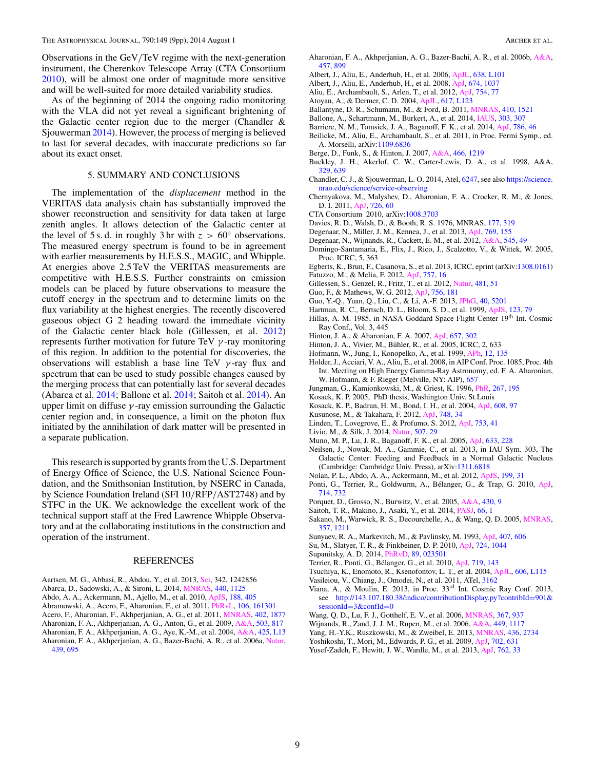Observations in the GeV/TeV regime with the next-generation instrument, the Cherenkov Telescope Array (CTA Consortium 2010), will be almost one order of magnitude more sensitive and will be well-suited for more detailed variability studies.

As of the beginning of 2014 the ongoing radio monitoring with the VLA did not yet reveal a significant brightening of the Galactic center region due to the merger (Chandler & Sjouwerman 2014). However, the process of merging is believed to last for several decades, with inaccurate predictions so far about its exact onset.

## 5. SUMMARY AND CONCLUSIONS

The implementation of the *displacement* method in the VERITAS data analysis chain has substantially improved the shower reconstruction and sensitivity for data taken at large zenith angles. It allows detection of the Galactic center at the level of 5 s. d. in roughly 3 hr with $z > 60°$ observations. The measured energy spectrum is found to be in agreement with earlier measurements by H.E.S.S., MAGIC, and Whipple. At energies above 2.5 TeV the VERITAS measurements are competitive with H.E.S.S. Further constraints on emission models can be placed by future observations to measure the cutoff energy in the spectrum and to determine limits on the flux variability at the highest energies. The recently discovered gaseous object G 2 heading toward the immediate vicinity of the Galactic center black hole (Gillessen, et al. 2012) represents further motivation for future TeV $\gamma$-ray monitoring of this region. In addition to the potential for discoveries, the observations will establish a base line TeV $\gamma$-ray flux and spectrum that can be used to study possible changes caused by the merging process that can potentially last for several decades (Abarca et al. 2014; Ballone et al. 2014; Saitoh et al. 2014). An upper limit on diffuse $\gamma$-ray emission surrounding the Galactic center region and, in consequence, a limit on the photon flux initiated by the annihilation of dark matter will be presented in a separate publication.

This research is supported by grants from the U.S. Department of Energy Office of Science, the U.S. National Science Foundation, and the Smithsonian Institution, by NSERC in Canada, by Science Foundation Ireland (SFI 10/RFP/AST2748) and by STFC in the UK. We acknowledge the excellent work of the technical support staff at the Fred Lawrence Whipple Observatory and at the collaborating institutions in the construction and operation of the instrument.

## REFERENCES

Aartsen, M. G., Abbasi, R., Abdou, Y., et al. 2013, Sci, 342, 1242856
Abarca, D., Sadowski, A., & Sironi, L. 2014, MNRAS, 440, 1125
Abdo, A. A., Ackermann, M., Ajello, M., et al. 2010, ApJS, 188, 405
Abramowski, A., Acero, F., Aharonian, F., et al. 2011, PhRvL, 106, 161301
Acero, F., Aharonian, F., Akhperjanian, A. G., et al. 2011, MNRAS, 402, 1877
Aharonian, F. A., Akhperjanian, A. G., Anton, G., et al. 2009, A&A, 503, 817
Aharonian, F. A., Akhperjanian, A. G., Aye, K.-M., et al. 2004, A&A, 425, L13
Aharonian, F. A., Akhperjanian, A. G., Bazer-Bachi, A. R., et al. 2006a, Natur, 439, 695
Aharonian, F. A., Akhperjanian, A. G., Bazer-Bachi, A. R., et al. 2006b, A&A, 457, 899
Albert, J., Aliu, E., Anderhub, H., et al. 2006, ApJL, 638, L101
Albert, J., Aliu, E., Anderhub, H., et al. 2008, ApJ, 674, 1037
Aliu, E., Archambault, S., Arlen, T., et al. 2012, ApJ, 754, 77
Atoyan, A., & Dermer, C. D. 2004, ApJL, 617, L123
Ballantyne, D. R., Schumann, M., & Ford, B. 2011, MNRAS, 410, 1521
Ballone, A., Schartmann, M., Burkert, A., et al. 2014, IAUS, 303, 307
Barriere, N. M., Tomsick, J. A., Baganoff, F. K., et al. 2014, ApJ, 786, 46
Beilicke, M., Aliu, E., Archambault, S., et al. 2011, in Proc. Fermi Symp., ed. A. Morselli, arXiv:1109.6836
Berge, D., Funk, S., & Hinton, J. 2007, A&A, 466, 1219
Buckley, J. H., Akerlof, C. W., Carter-Lewis, D. A., et al. 1998, A&A, 329, 639
Chandler, C. J., & Sjouwerman, L. O. 2014, Atel, 6247, see also https://science.nrao.edu/science/service-observing
Chernyakova, M., Malyshev, D., Aharonian, F. A., Crocker, R. M., & Jones, D. I. 2011, ApJ, 726, 60
CTA Consortium 2010, arXiv:1008.3703
Davies, R. D., Walsh, D., & Booth, R. S. 1976, MNRAS, 177, 319
Degenaar, N., Miller, J. M., Kennea, J., et al. 2013, ApJ, 769, 155
Degenaar, N., Wijnands, R., Cackett, E. M., et al. 2012, A&A, 545, 49
Domingo-Santamaria, E., Flix, J., Rico, J., Scalzotto, V., & Wittek, W. 2005, Proc. ICRC, 5, 363
Egberts, K., Brun, F., Casanova, S., et al. 2013, ICRC, eprint (arXiv:1308.0161)
Fatuzzo, M., & Melia, F. 2012, ApJ, 757, 16
Gillessen, S., Genzel, R., Fritz, T., et al. 2012, Natur, 481, 51
Guo, F., & Mathews, W. G. 2012, ApJ, 756, 181
Guo, Y.-Q., Yuan, Q., Liu, C., & Li, A.-F. 2013, JPhG, 40, 5201
Hartman, R. C., Bertsch, D. L., Bloom, S. D., et al. 1999, ApJS, 123, 79
Hillas, A. M. 1985, in NASA Goddard Space Flight Center 19th Int. Cosmic Ray Conf., Vol. 3, 445
Hinton, J. A., & Aharonian, F. A. 2007, ApJ, 657, 302
Hinton, J. A., Vivier, M., Bühler, R., et al. 2005, ICRC, 2, 633
Hofmann, W., Jung, I., Konopelko, A., et al. 1999, APh, 12, 135
Holder, J., Acciari, V. A., Aliu, E., et al. 2008, in AIP Conf. Proc. 1085, Proc. 4th Int. Meeting on High Energy Gamma-Ray Astronomy, ed. F. A. Aharonian, W. Hofmann, & F. Rieger (Melville, NY: AIP), 657
Jungman, G., Kamionkowski, M., & Griest, K. 1996, PhR, 267, 195
Kosack, K. P. 2005, PhD thesis, Washington Univ. St.Louis
Kosack, K. P., Badran, H. M., Bond, I. H., et al. 2004, ApJ, 608, 97
Kusunose, M., & Takahara, F. 2012, ApJ, 748, 34
Linden, T., Lovegrove, E., & Profumo, S. 2012, ApJ, 753, 41
Livio, M., & Silk, J. 2014, Natur, 507, 29
Muno, M. P., Lu, J. R., Baganoff, F. K., et al. 2005, ApJ, 633, 228
Neilsen, J., Nowak, M. A., Gammie, C., et al. 2013, in IAU Sym. 303, The Galactic Center: Feeding and Feedback in a Normal Galactic Nucleus (Cambridge: Cambridge Univ. Press), arXiv:1311.6818
Nolan, P. L., Abdo, A. A., Ackermann, M., et al. 2012, ApJS, 199, 31
Ponti, G., Terrier, R., Goldwurm, A., Bélanger, G., & Trap, G. 2010, ApJ, 714, 732
Porquet, D., Grosso, N., Burwitz, V., et al. 2005, A&A, 430, 9
Saitoh, T. R., Makino, J., Asaki, Y., et al. 2014, PASJ, 66, 1
Sakano, M., Warwick, R. S., Decourchelle, A., & Wang, Q. D. 2005, MNRAS, 357, 1211
Sunyaev, R. A., Markevitch, M., & Pavlinsky, M. 1993, ApJ, 407, 606
Su, M., Slatyer, T. R., & Finkbeiner, D. P. 2010, ApJ, 724, 1044
Supanitsky, A. D. 2014, PhRvD, 89, 023501
Terrier, R., Ponti, G., Bélanger, G., et al. 2010, ApJ, 719, 143
Tsuchiya, K., Enomoto, R., Ksenofontov, L. T., et al. 2004, ApJL, 606, L115
Vasileiou, V., Chiang, J., Omodei, N., et al. 2011, ATel, 3162
Viana, A., & Moulin, E. 2013, in Proc. 33rd Int. Cosmic Ray Conf. 2013, see http://143.107.180.38/indico/contributionDisplay.py?contribId=901&sessionId=3&confId=0
Wang, Q. D., Lu, F. J., Gotthelf, E. V., et al. 2006, MNRAS, 367, 937
Wijnands, R., Zand, J. J. M., Rupen, M., et al. 2006, A&A, 449, 1117
Yang, H.-Y.K., Ruszkowski, M., & Zweibel, E. 2013, MNRAS, 436, 2734
Yoshikoshi, T., Mori, M., Edwards, P. G., et al. 2009, ApJ, 702, 631
Yusef-Zadeh, F., Hewitt, J. W., Wardle, M., et al. 2013, ApJ, 762, 33